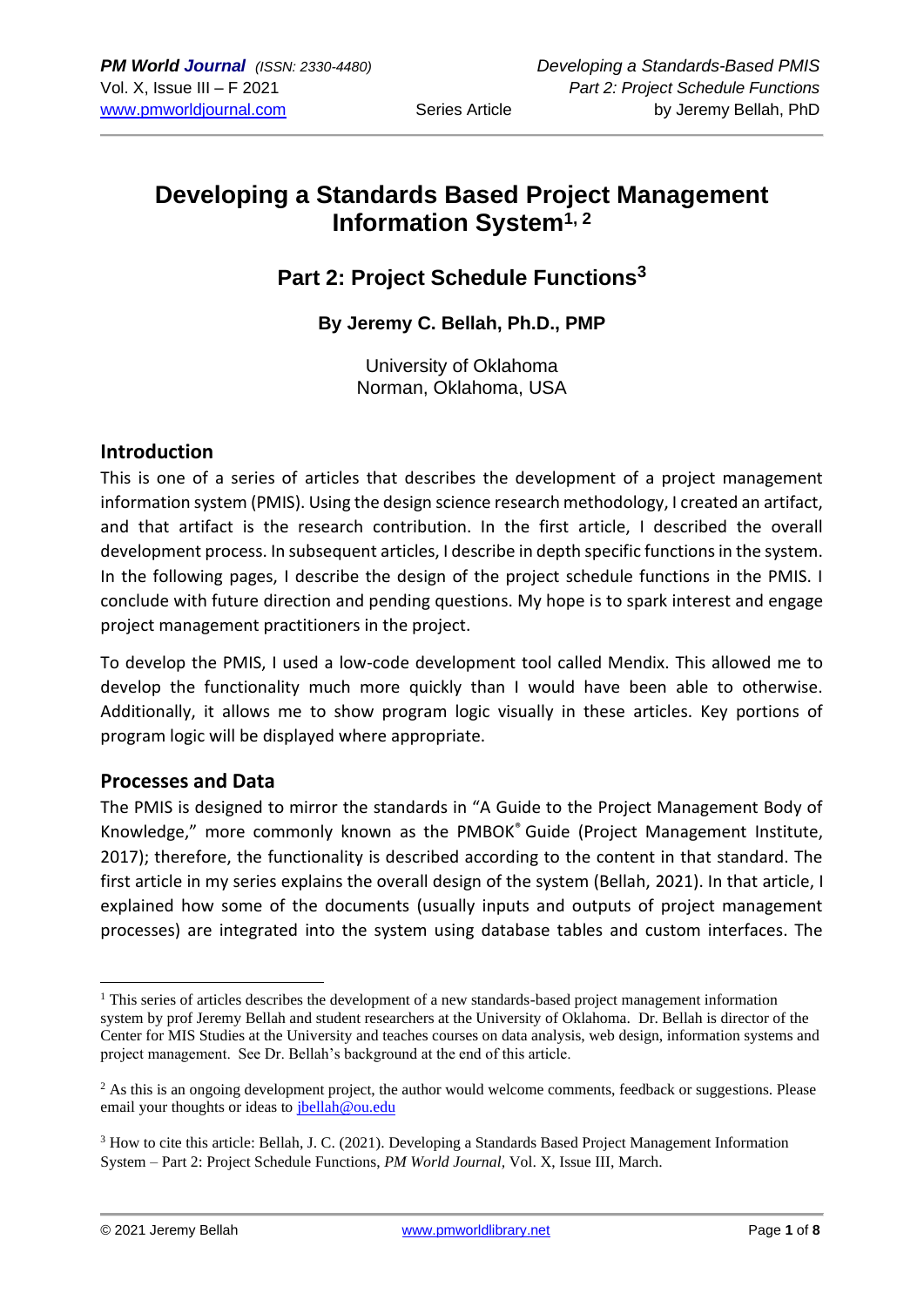# Developing a Standards Based Project Management Information System[1, 2]

## Part 2: Project Schedule Functions[3]

### By Jeremy C. Bellah, Ph.D., PMP

University of Oklahoma
Norman, Oklahoma, USA

## Introduction

This is one of a series of articles that describes the development of a project management information system (PMIS). Using the design science research methodology, I created an artifact, and that artifact is the research contribution. In the first article, I described the overall development process. In subsequent articles, I describe in depth specific functions in the system. In the following pages, I describe the design of the project schedule functions in the PMIS. I conclude with future direction and pending questions. My hope is to spark interest and engage project management practitioners in the project.

To develop the PMIS, I used a low-code development tool called Mendix. This allowed me to develop the functionality much more quickly than I would have been able to otherwise. Additionally, it allows me to show program logic visually in these articles. Key portions of program logic will be displayed where appropriate.

## Processes and Data

The PMIS is designed to mirror the standards in "A Guide to the Project Management Body of Knowledge," more commonly known as the PMBOK® Guide (Project Management Institute, 2017); therefore, the functionality is described according to the content in that standard. The first article in my series explains the overall design of the system (Bellah, 2021). In that article, I explained how some of the documents (usually inputs and outputs of project management processes) are integrated into the system using database tables and custom interfaces. The

---

[1] This series of articles describes the development of a new standards-based project management information system by prof Jeremy Bellah and student researchers at the University of Oklahoma. Dr. Bellah is director of the Center for MIS Studies at the University and teaches courses on data analysis, web design, information systems and project management. See Dr. Bellah's background at the end of this article.

[2] As this is an ongoing development project, the author would welcome comments, feedback or suggestions. Please email your thoughts or ideas to jbellah@ou.edu

[3] How to cite this article: Bellah, J. C. (2021). Developing a Standards Based Project Management Information System – Part 2: Project Schedule Functions, *PM World Journal*, Vol. X, Issue III, March.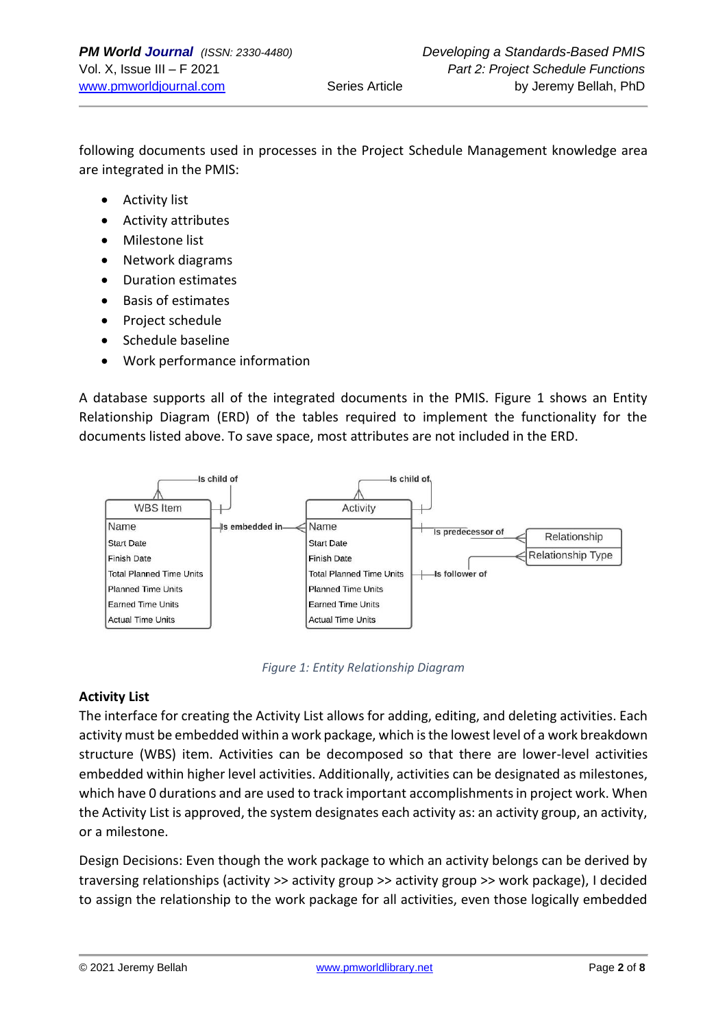following documents used in processes in the Project Schedule Management knowledge area are integrated in the PMIS:

- Activity list
- Activity attributes
- Milestone list
- Network diagrams
- Duration estimates
- Basis of estimates
- Project schedule
- Schedule baseline
- Work performance information

A database supports all of the integrated documents in the PMIS. Figure 1 shows an Entity Relationship Diagram (ERD) of the tables required to implement the functionality for the documents listed above. To save space, most attributes are not included in the ERD.

*Figure 1: Entity Relationship Diagram*

**Activity List**

The interface for creating the Activity List allows for adding, editing, and deleting activities. Each activity must be embedded within a work package, which is the lowest level of a work breakdown structure (WBS) item. Activities can be decomposed so that there are lower-level activities embedded within higher level activities. Additionally, activities can be designated as milestones, which have 0 durations and are used to track important accomplishments in project work. When the Activity List is approved, the system designates each activity as: an activity group, an activity, or a milestone.

Design Decisions: Even though the work package to which an activity belongs can be derived by traversing relationships (activity >> activity group >> activity group >> work package), I decided to assign the relationship to the work package for all activities, even those logically embedded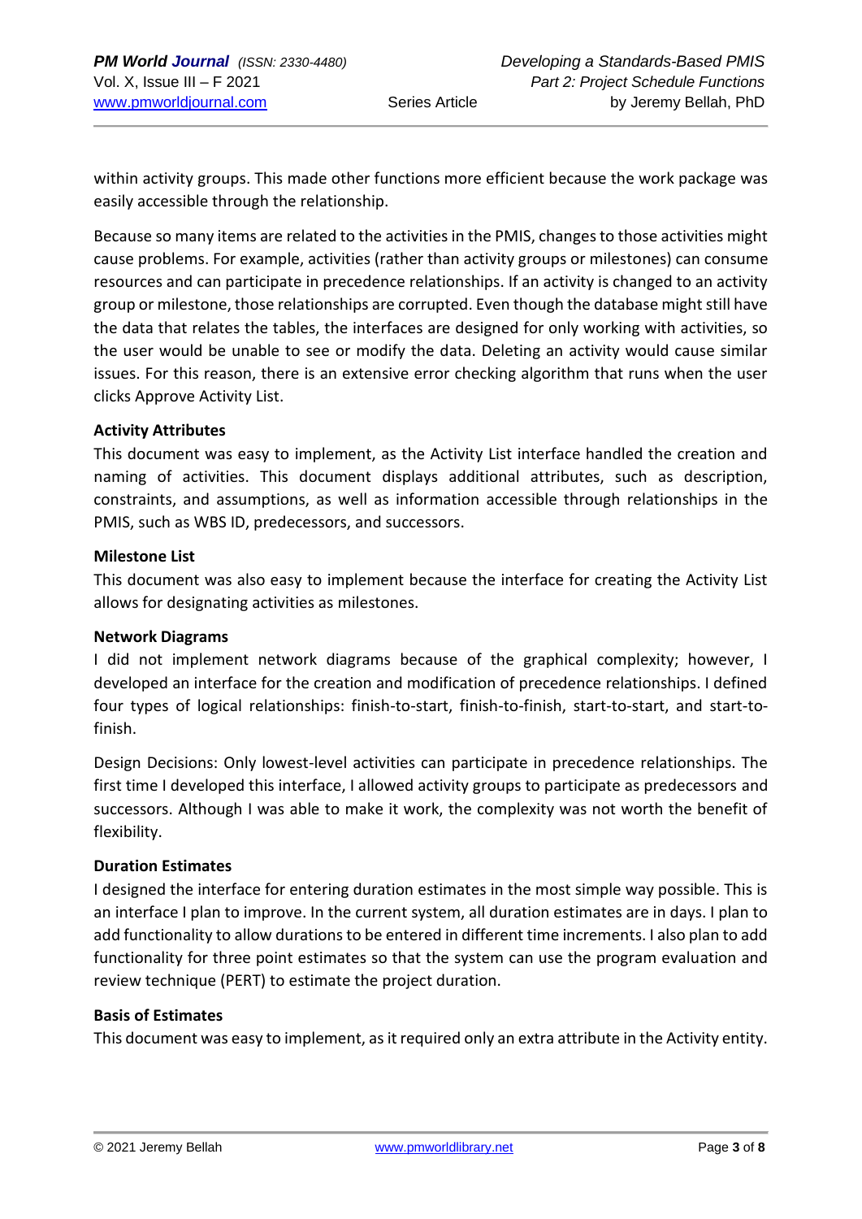within activity groups. This made other functions more efficient because the work package was easily accessible through the relationship.

Because so many items are related to the activities in the PMIS, changes to those activities might cause problems. For example, activities (rather than activity groups or milestones) can consume resources and can participate in precedence relationships. If an activity is changed to an activity group or milestone, those relationships are corrupted. Even though the database might still have the data that relates the tables, the interfaces are designed for only working with activities, so the user would be unable to see or modify the data. Deleting an activity would cause similar issues. For this reason, there is an extensive error checking algorithm that runs when the user clicks Approve Activity List.

**Activity Attributes**

This document was easy to implement, as the Activity List interface handled the creation and naming of activities. This document displays additional attributes, such as description, constraints, and assumptions, as well as information accessible through relationships in the PMIS, such as WBS ID, predecessors, and successors.

**Milestone List**

This document was also easy to implement because the interface for creating the Activity List allows for designating activities as milestones.

**Network Diagrams**

I did not implement network diagrams because of the graphical complexity; however, I developed an interface for the creation and modification of precedence relationships. I defined four types of logical relationships: finish-to-start, finish-to-finish, start-to-start, and start-to-finish.

Design Decisions: Only lowest-level activities can participate in precedence relationships. The first time I developed this interface, I allowed activity groups to participate as predecessors and successors. Although I was able to make it work, the complexity was not worth the benefit of flexibility.

**Duration Estimates**

I designed the interface for entering duration estimates in the most simple way possible. This is an interface I plan to improve. In the current system, all duration estimates are in days. I plan to add functionality to allow durations to be entered in different time increments. I also plan to add functionality for three point estimates so that the system can use the program evaluation and review technique (PERT) to estimate the project duration.

**Basis of Estimates**

This document was easy to implement, as it required only an extra attribute in the Activity entity.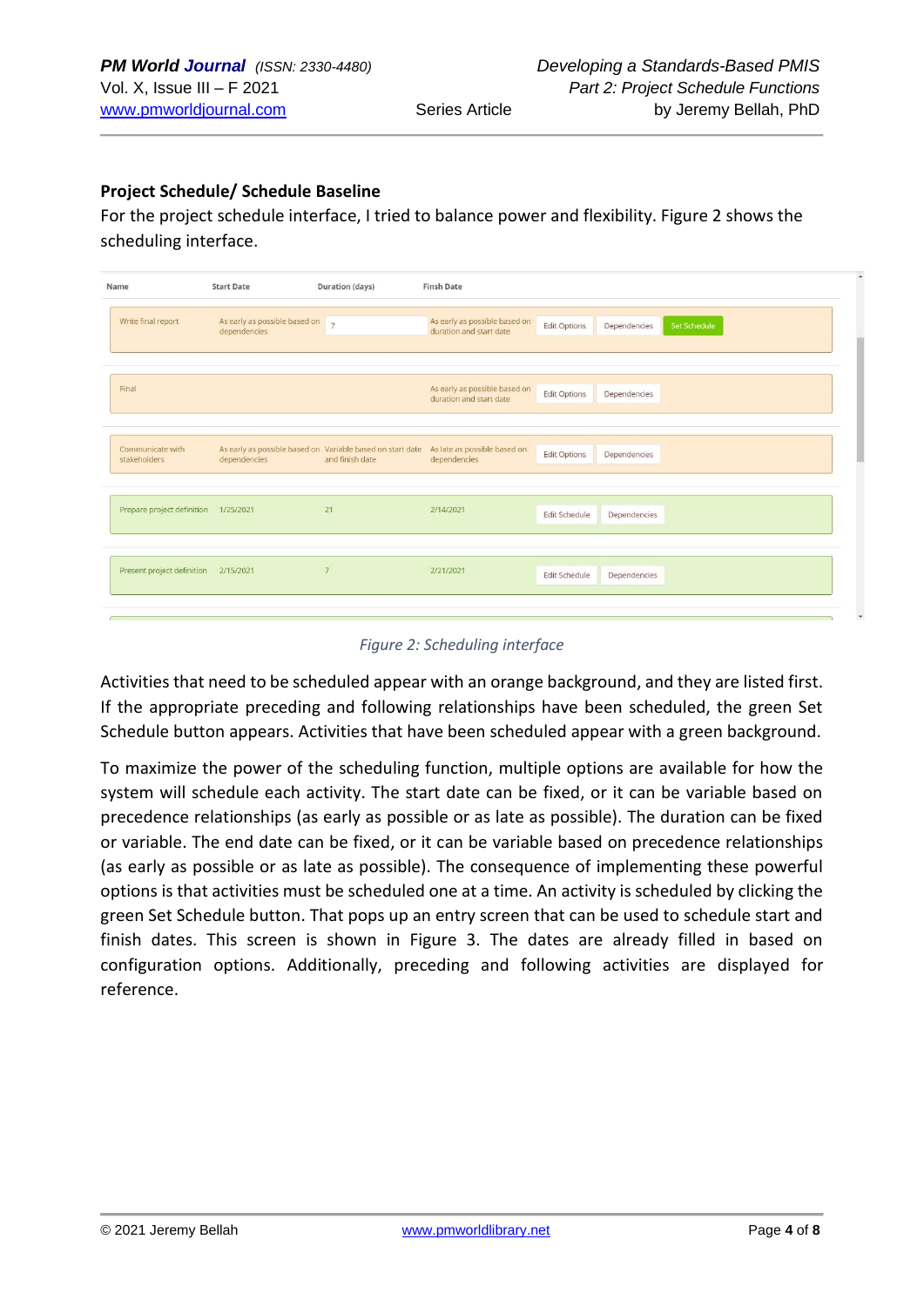**Project Schedule/ Schedule Baseline**

For the project schedule interface, I tried to balance power and flexibility. Figure 2 shows the scheduling interface.

| Name | Start Date | Duration (days) | Finsh Date | | | |
|---|---|---|---|---|---|---|
| Write final report | As early as possible based on dependencies | 7 | As early as possible based on duration and start date | Edit Options | Dependencies | Set Schedule |
| Final | | | As early as possible based on duration and start date | Edit Options | Dependencies | |
| Communicate with stakeholders | As early as possible based on dependencies | Variable based on start date and finish date | As late as possible based on dependencies | Edit Options | Dependencies | |
| Prepare project definition | 1/25/2021 | 21 | 2/14/2021 | Edit Schedule | Dependencies | |
| Present project definition | 2/15/2021 | 7 | 2/21/2021 | Edit Schedule | Dependencies | |

*Figure 2: Scheduling interface*

Activities that need to be scheduled appear with an orange background, and they are listed first. If the appropriate preceding and following relationships have been scheduled, the green Set Schedule button appears. Activities that have been scheduled appear with a green background.

To maximize the power of the scheduling function, multiple options are available for how the system will schedule each activity. The start date can be fixed, or it can be variable based on precedence relationships (as early as possible or as late as possible). The duration can be fixed or variable. The end date can be fixed, or it can be variable based on precedence relationships (as early as possible or as late as possible). The consequence of implementing these powerful options is that activities must be scheduled one at a time. An activity is scheduled by clicking the green Set Schedule button. That pops up an entry screen that can be used to schedule start and finish dates. This screen is shown in Figure 3. The dates are already filled in based on configuration options. Additionally, preceding and following activities are displayed for reference.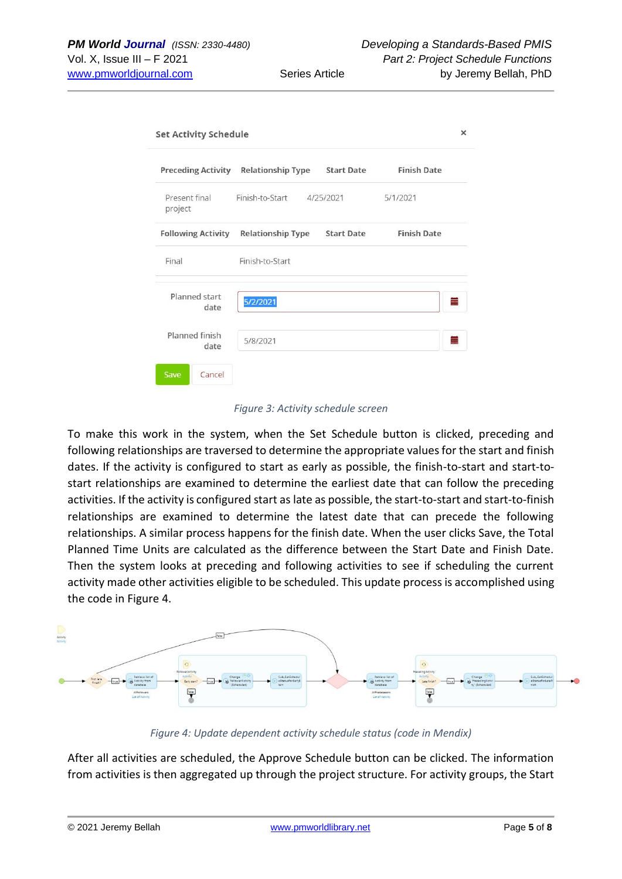**Set Activity Schedule**

| Preceding Activity | Relationship Type | Start Date | Finish Date |
|---|---|---|---|
| Present final project | Finish-to-Start | 4/25/2021 | 5/1/2021 |
| **Following Activity** | **Relationship Type** | **Start Date** | **Finish Date** |
| Final | Finish-to-Start | | |

Planned start date: 5/2/2021

Planned finish date: 5/8/2021

Save | Cancel

*Figure 3: Activity schedule screen*

To make this work in the system, when the Set Schedule button is clicked, preceding and following relationships are traversed to determine the appropriate values for the start and finish dates. If the activity is configured to start as early as possible, the finish-to-start and start-to-start relationships are examined to determine the earliest date that can follow the preceding activities. If the activity is configured start as late as possible, the start-to-start and start-to-finish relationships are examined to determine the latest date that can precede the following relationships. A similar process happens for the finish date. When the user clicks Save, the Total Planned Time Units are calculated as the difference between the Start Date and Finish Date. Then the system looks at preceding and following activities to see if scheduling the current activity made other activities eligible to be scheduled. This update process is accomplished using the code in Figure 4.

*Figure 4: Update dependent activity schedule status (code in Mendix)*

After all activities are scheduled, the Approve Schedule button can be clicked. The information from activities is then aggregated up through the project structure. For activity groups, the Start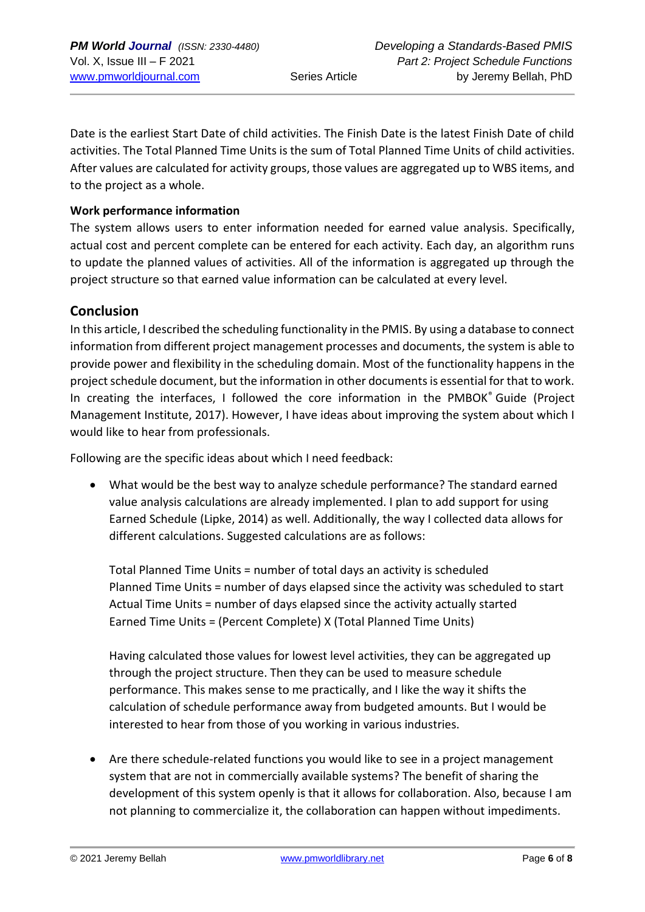Date is the earliest Start Date of child activities. The Finish Date is the latest Finish Date of child activities. The Total Planned Time Units is the sum of Total Planned Time Units of child activities. After values are calculated for activity groups, those values are aggregated up to WBS items, and to the project as a whole.

**Work performance information**

The system allows users to enter information needed for earned value analysis. Specifically, actual cost and percent complete can be entered for each activity. Each day, an algorithm runs to update the planned values of activities. All of the information is aggregated up through the project structure so that earned value information can be calculated at every level.

## Conclusion

In this article, I described the scheduling functionality in the PMIS. By using a database to connect information from different project management processes and documents, the system is able to provide power and flexibility in the scheduling domain. Most of the functionality happens in the project schedule document, but the information in other documents is essential for that to work. In creating the interfaces, I followed the core information in the PMBOK® Guide (Project Management Institute, 2017). However, I have ideas about improving the system about which I would like to hear from professionals.

Following are the specific ideas about which I need feedback:

- What would be the best way to analyze schedule performance? The standard earned value analysis calculations are already implemented. I plan to add support for using Earned Schedule (Lipke, 2014) as well. Additionally, the way I collected data allows for different calculations. Suggested calculations are as follows:

  Total Planned Time Units = number of total days an activity is scheduled
  Planned Time Units = number of days elapsed since the activity was scheduled to start
  Actual Time Units = number of days elapsed since the activity actually started
  Earned Time Units = (Percent Complete) X (Total Planned Time Units)

  Having calculated those values for lowest level activities, they can be aggregated up through the project structure. Then they can be used to measure schedule performance. This makes sense to me practically, and I like the way it shifts the calculation of schedule performance away from budgeted amounts. But I would be interested to hear from those of you working in various industries.

- Are there schedule-related functions you would like to see in a project management system that are not in commercially available systems? The benefit of sharing the development of this system openly is that it allows for collaboration. Also, because I am not planning to commercialize it, the collaboration can happen without impediments.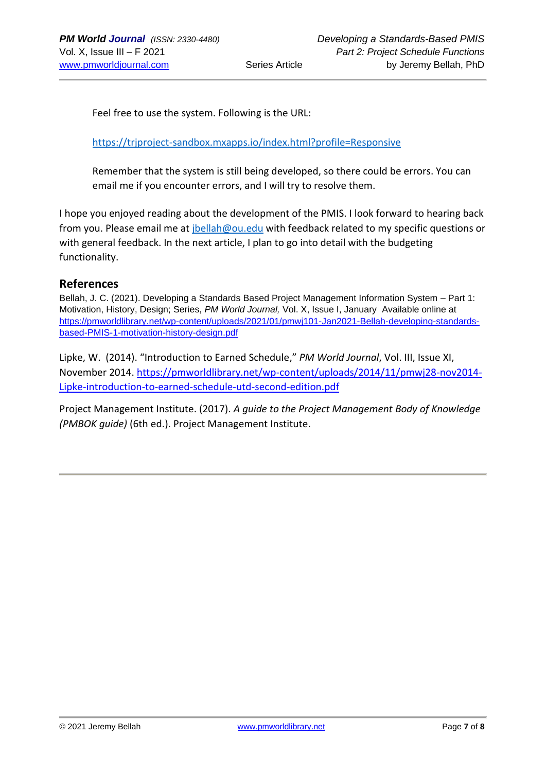Feel free to use the system. Following is the URL:

https://trjproject-sandbox.mxapps.io/index.html?profile=Responsive

Remember that the system is still being developed, so there could be errors. You can email me if you encounter errors, and I will try to resolve them.

I hope you enjoyed reading about the development of the PMIS. I look forward to hearing back from you. Please email me at jbellah@ou.edu with feedback related to my specific questions or with general feedback. In the next article, I plan to go into detail with the budgeting functionality.

## References

Bellah, J. C. (2021). Developing a Standards Based Project Management Information System – Part 1: Motivation, History, Design; Series, *PM World Journal,* Vol. X, Issue I, January Available online at https://pmworldlibrary.net/wp-content/uploads/2021/01/pmwj101-Jan2021-Bellah-developing-standards-based-PMIS-1-motivation-history-design.pdf

Lipke, W. (2014). "Introduction to Earned Schedule," *PM World Journal*, Vol. III, Issue XI, November 2014. https://pmworldlibrary.net/wp-content/uploads/2014/11/pmwj28-nov2014-Lipke-introduction-to-earned-schedule-utd-second-edition.pdf

Project Management Institute. (2017). *A guide to the Project Management Body of Knowledge (PMBOK guide)* (6th ed.). Project Management Institute.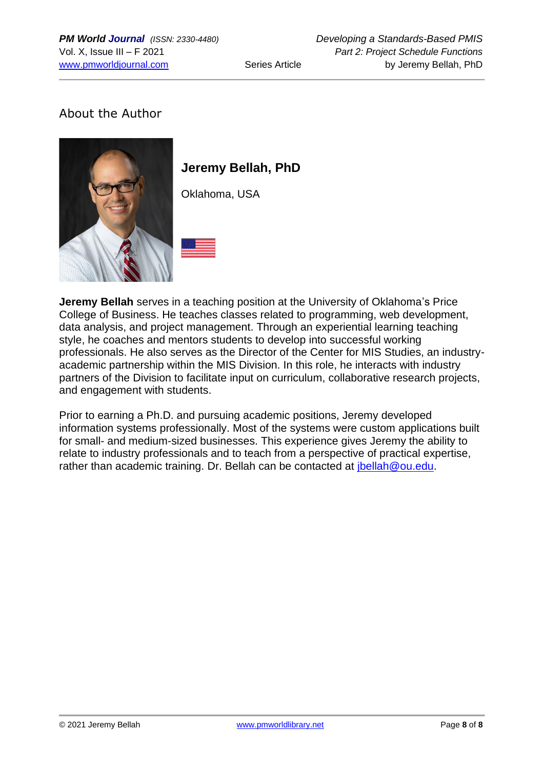## About the Author

**Jeremy Bellah, PhD**

Oklahoma, USA

**Jeremy Bellah** serves in a teaching position at the University of Oklahoma's Price College of Business. He teaches classes related to programming, web development, data analysis, and project management. Through an experiential learning teaching style, he coaches and mentors students to develop into successful working professionals. He also serves as the Director of the Center for MIS Studies, an industry-academic partnership within the MIS Division. In this role, he interacts with industry partners of the Division to facilitate input on curriculum, collaborative research projects, and engagement with students.

Prior to earning a Ph.D. and pursuing academic positions, Jeremy developed information systems professionally. Most of the systems were custom applications built for small- and medium-sized businesses. This experience gives Jeremy the ability to relate to industry professionals and to teach from a perspective of practical expertise, rather than academic training. Dr. Bellah can be contacted at jbellah@ou.edu.